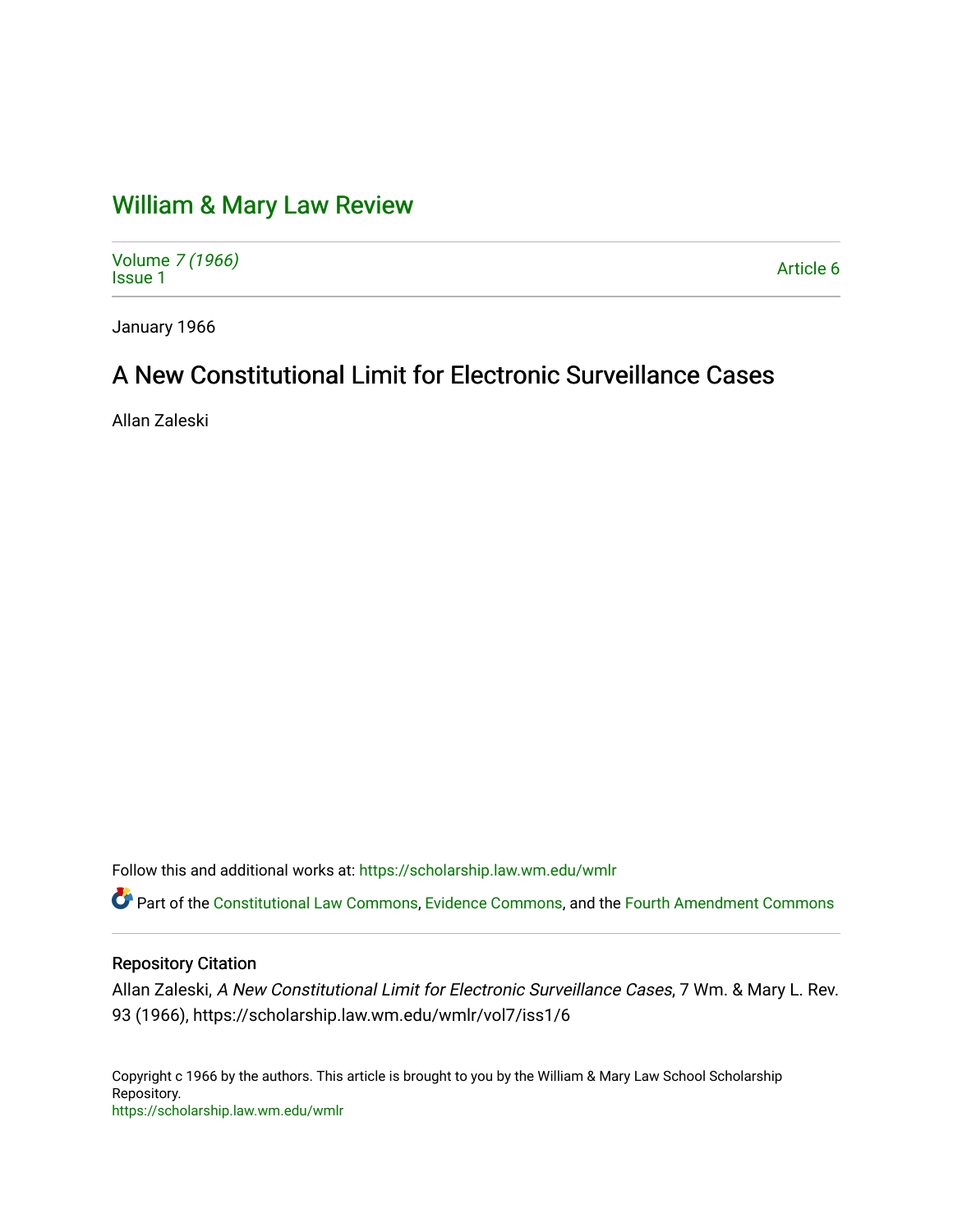# William & Mary Law Review

Volume 7 (1966)
Issue 1

Article 6

January 1966

## A New Constitutional Limit for Electronic Surveillance Cases

Allan Zaleski

Follow this and additional works at: https://scholarship.law.wm.edu/wmlr

Part of the Constitutional Law Commons, Evidence Commons, and the Fourth Amendment Commons

### Repository Citation

Allan Zaleski, *A New Constitutional Limit for Electronic Surveillance Cases*, 7 Wm. & Mary L. Rev. 93 (1966), https://scholarship.law.wm.edu/wmlr/vol7/iss1/6

Copyright c 1966 by the authors. This article is brought to you by the William & Mary Law School Scholarship Repository.
https://scholarship.law.wm.edu/wmlr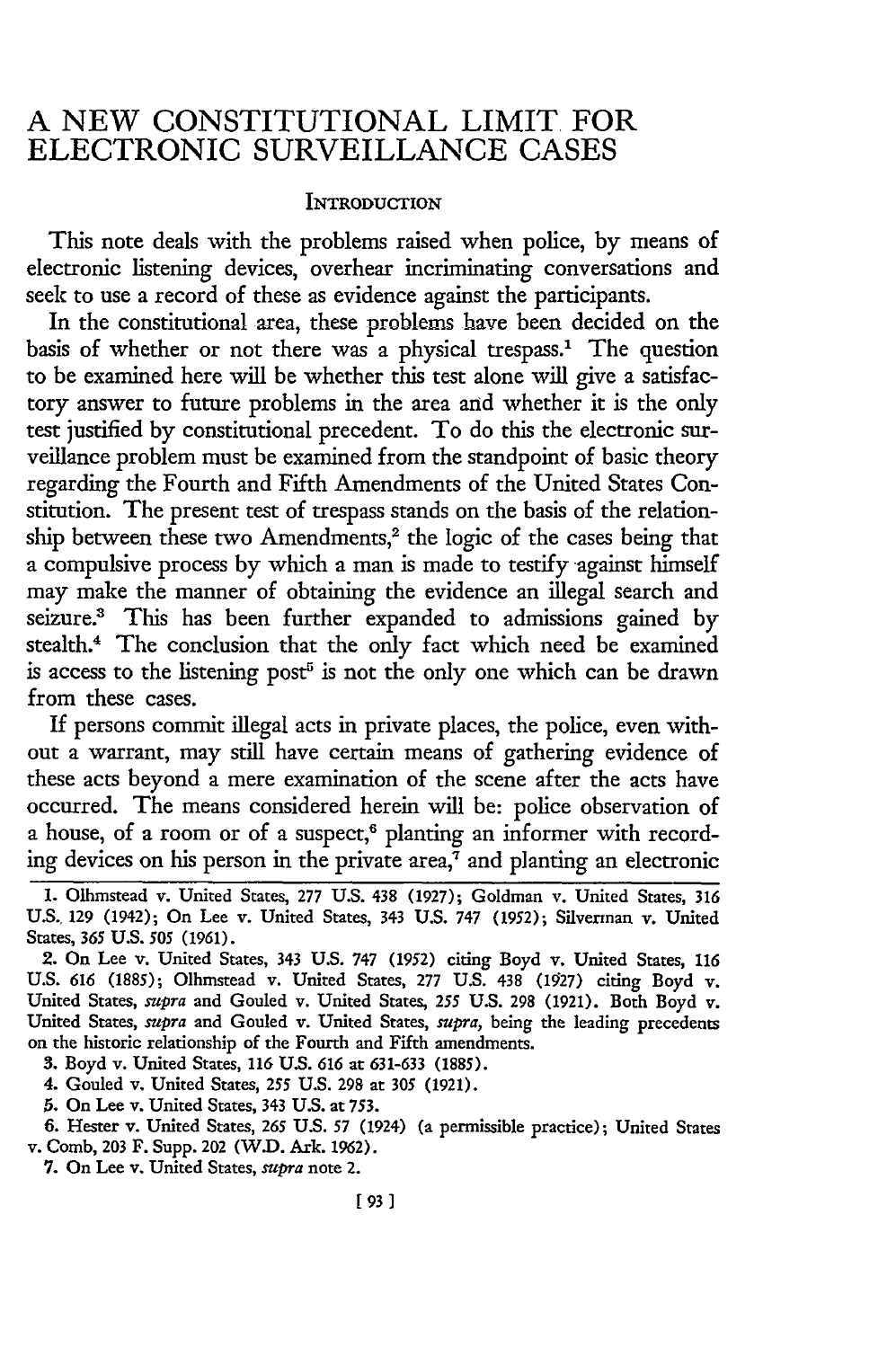# A NEW CONSTITUTIONAL LIMIT FOR ELECTRONIC SURVEILLANCE CASES

## INTRODUCTION

This note deals with the problems raised when police, by means of electronic listening devices, overhear incriminating conversations and seek to use a record of these as evidence against the participants.

In the constitutional area, these problems have been decided on the basis of whether or not there was a physical trespass.[1] The question to be examined here will be whether this test alone will give a satisfactory answer to future problems in the area and whether it is the only test justified by constitutional precedent. To do this the electronic surveillance problem must be examined from the standpoint of basic theory regarding the Fourth and Fifth Amendments of the United States Constitution. The present test of trespass stands on the basis of the relationship between these two Amendments,[2] the logic of the cases being that a compulsive process by which a man is made to testify against himself may make the manner of obtaining the evidence an illegal search and seizure.[3] This has been further expanded to admissions gained by stealth.[4] The conclusion that the only fact which need be examined is access to the listening post[5] is not the only one which can be drawn from these cases.

If persons commit illegal acts in private places, the police, even without a warrant, may still have certain means of gathering evidence of these acts beyond a mere examination of the scene after the acts have occurred. The means considered herein will be: police observation of a house, of a room or of a suspect,[6] planting an informer with recording devices on his person in the private area,[7] and planting an electronic

---

1. Olhmstead v. United States, 277 U.S. 438 (1927); Goldman v. United States, 316 U.S. 129 (1942); On Lee v. United States, 343 U.S. 747 (1952); Silverman v. United States, 365 U.S. 505 (1961).

2. On Lee v. United States, 343 U.S. 747 (1952) citing Boyd v. United States, 116 U.S. 616 (1885); Olhmstead v. United States, 277 U.S. 438 (1927) citing Boyd v. United States, *supra* and Gouled v. United States, 255 U.S. 298 (1921). Both Boyd v. United States, *supra* and Gouled v. United States, *supra*, being the leading precedents on the historic relationship of the Fourth and Fifth amendments.

3. Boyd v. United States, 116 U.S. 616 at 631-633 (1885).

4. Gouled v. United States, 255 U.S. 298 at 305 (1921).

5. On Lee v. United States, 343 U.S. at 753.

6. Hester v. United States, 265 U.S. 57 (1924) (a permissible practice); United States v. Comb, 203 F. Supp. 202 (W.D. Ark. 1962).

7. On Lee v. United States, *supra* note 2.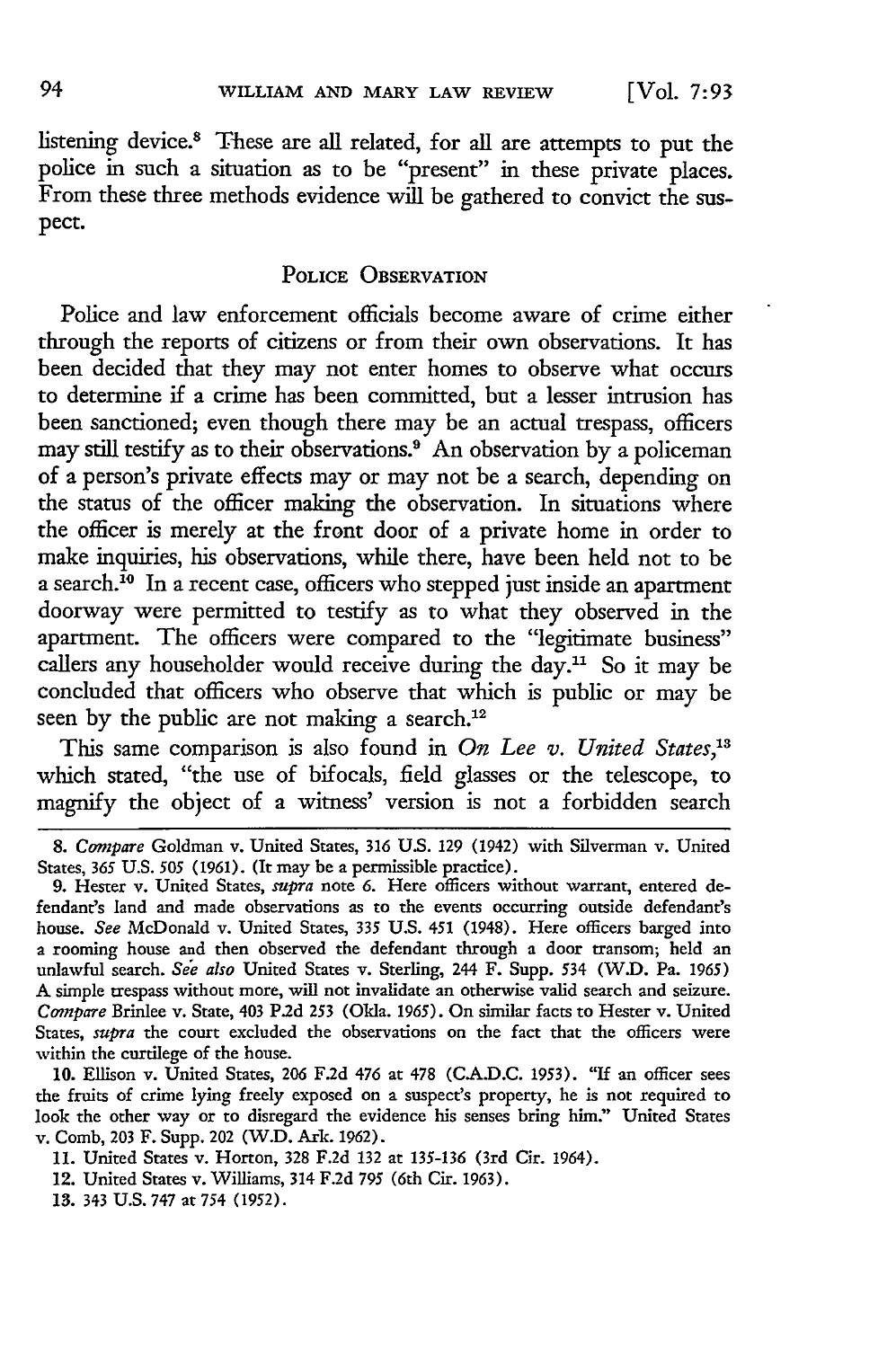listening device.[8] These are all related, for all are attempts to put the police in such a situation as to be "present" in these private places. From these three methods evidence will be gathered to convict the suspect.

## POLICE OBSERVATION

Police and law enforcement officials become aware of crime either through the reports of citizens or from their own observations. It has been decided that they may not enter homes to observe what occurs to determine if a crime has been committed, but a lesser intrusion has been sanctioned; even though there may be an actual trespass, officers may still testify as to their observations.[9] An observation by a policeman of a person's private effects may or may not be a search, depending on the status of the officer making the observation. In situations where the officer is merely at the front door of a private home in order to make inquiries, his observations, while there, have been held not to be a search.[10] In a recent case, officers who stepped just inside an apartment doorway were permitted to testify as to what they observed in the apartment. The officers were compared to the "legitimate business" callers any householder would receive during the day.[11] So it may be concluded that officers who observe that which is public or may be seen by the public are not making a search.[12]

This same comparison is also found in *On Lee v. United States*,[13] which stated, "the use of bifocals, field glasses or the telescope, to magnify the object of a witness' version is not a forbidden search

---

8. *Compare* Goldman v. United States, 316 U.S. 129 (1942) with Silverman v. United States, 365 U.S. 505 (1961). (It may be a permissible practice).

9. Hester v. United States, *supra* note 6. Here officers without warrant, entered defendant's land and made observations as to the events occurring outside defendant's house. *See* McDonald v. United States, 335 U.S. 451 (1948). Here officers barged into a rooming house and then observed the defendant through a door transom; held an unlawful search. *See also* United States v. Sterling, 244 F. Supp. 534 (W.D. Pa. 1965) A simple trespass without more, will not invalidate an otherwise valid search and seizure. *Compare* Brinlee v. State, 403 P.2d 253 (Okla. 1965). On similar facts to Hester v. United States, *supra* the court excluded the observations on the fact that the officers were within the curtilege of the house.

10. Ellison v. United States, 206 F.2d 476 at 478 (C.A.D.C. 1953). "If an officer sees the fruits of crime lying freely exposed on a suspect's property, he is not required to look the other way or to disregard the evidence his senses bring him." United States v. Comb, 203 F. Supp. 202 (W.D. Ark. 1962).

11. United States v. Horton, 328 F.2d 132 at 135-136 (3rd Cir. 1964).

12. United States v. Williams, 314 F.2d 795 (6th Cir. 1963).

13. 343 U.S. 747 at 754 (1952).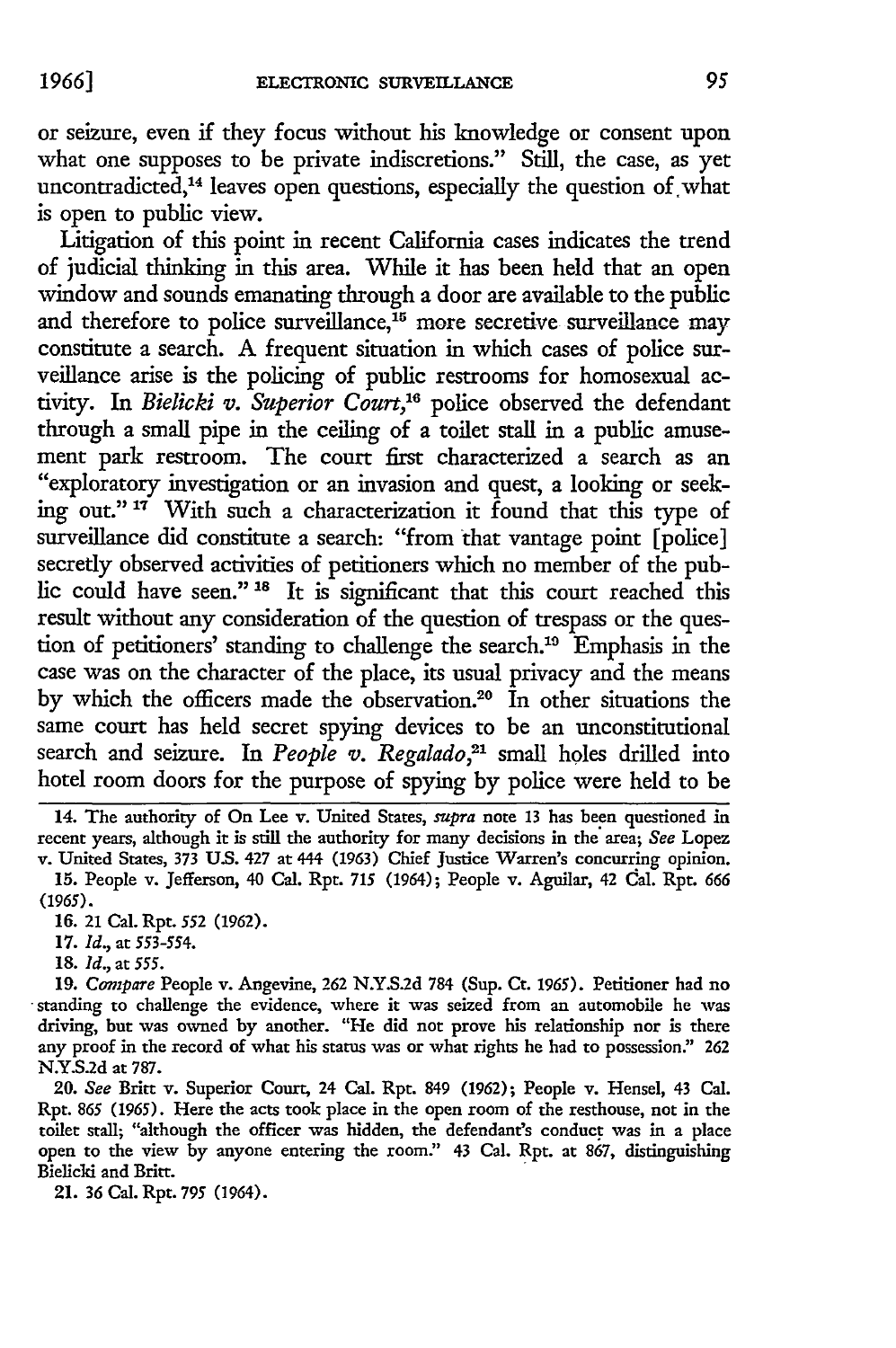or seizure, even if they focus without his knowledge or consent upon what one supposes to be private indiscretions." Still, the case, as yet uncontradicted,[14] leaves open questions, especially the question of what is open to public view.

Litigation of this point in recent California cases indicates the trend of judicial thinking in this area. While it has been held that an open window and sounds emanating through a door are available to the public and therefore to police surveillance,[15] more secretive surveillance may constitute a search. A frequent situation in which cases of police surveillance arise is the policing of public restrooms for homosexual activity. In *Bielicki v. Superior Court*,[16] police observed the defendant through a small pipe in the ceiling of a toilet stall in a public amusement park restroom. The court first characterized a search as an "exploratory investigation or an invasion and quest, a looking or seeking out."[17] With such a characterization it found that this type of surveillance did constitute a search: "from that vantage point [police] secretly observed activities of petitioners which no member of the public could have seen."[18] It is significant that this court reached this result without any consideration of the question of trespass or the question of petitioners' standing to challenge the search.[19] Emphasis in the case was on the character of the place, its usual privacy and the means by which the officers made the observation.[20] In other situations the same court has held secret spying devices to be an unconstitutional search and seizure. In *People v. Regalado*,[21] small holes drilled into hotel room doors for the purpose of spying by police were held to be

---

14. The authority of On Lee v. United States, *supra* note 13 has been questioned in recent years, although it is still the authority for many decisions in the area; *See* Lopez v. United States, 373 U.S. 427 at 444 (1963) Chief Justice Warren's concurring opinion.

15. People v. Jefferson, 40 Cal. Rpt. 715 (1964); People v. Aguilar, 42 Cal. Rpt. 666 (1965).

16. 21 Cal. Rpt. 552 (1962).

17. *Id.*, at 553-554.

18. *Id.*, at 555.

19. *Compare* People v. Angevine, 262 N.Y.S.2d 784 (Sup. Ct. 1965). Petitioner had no standing to challenge the evidence, where it was seized from an automobile he was driving, but was owned by another. "He did not prove his relationship nor is there any proof in the record of what his status was or what rights he had to possession." 262 N.Y.S.2d at 787.

20. *See* Britt v. Superior Court, 24 Cal. Rpt. 849 (1962); People v. Hensel, 43 Cal. Rpt. 865 (1965). Here the acts took place in the open room of the resthouse, not in the toilet stall; "although the officer was hidden, the defendant's conduct was in a place open to the view by anyone entering the room." 43 Cal. Rpt. at 867, distinguishing Bielicki and Britt.

21. 36 Cal. Rpt. 795 (1964).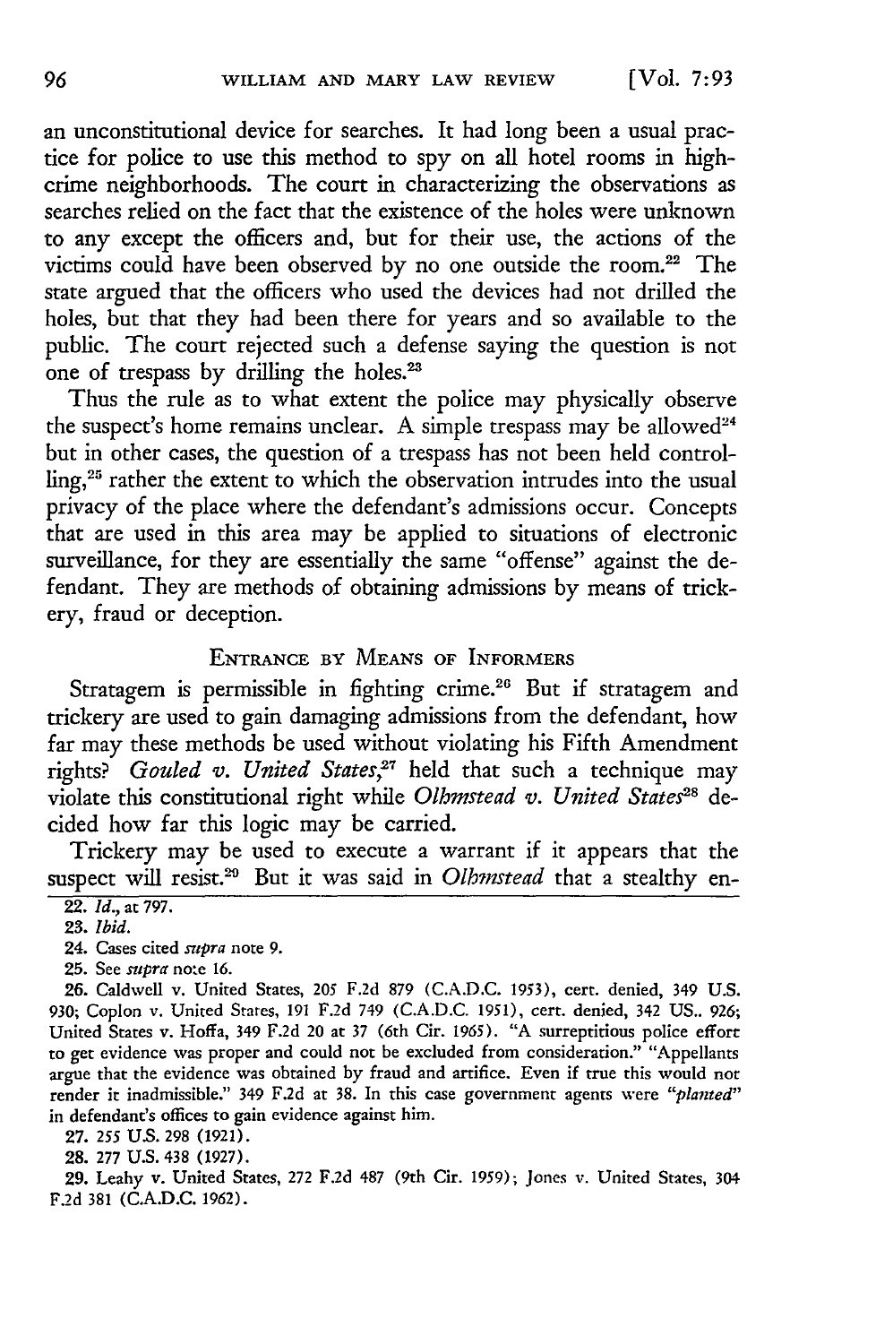an unconstitutional device for searches. It had long been a usual practice for police to use this method to spy on all hotel rooms in high-crime neighborhoods. The court in characterizing the observations as searches relied on the fact that the existence of the holes were unknown to any except the officers and, but for their use, the actions of the victims could have been observed by no one outside the room.[22] The state argued that the officers who used the devices had not drilled the holes, but that they had been there for years and so available to the public. The court rejected such a defense saying the question is not one of trespass by drilling the holes.[23]

Thus the rule as to what extent the police may physically observe the suspect's home remains unclear. A simple trespass may be allowed[24] but in other cases, the question of a trespass has not been held controlling,[25] rather the extent to which the observation intrudes into the usual privacy of the place where the defendant's admissions occur. Concepts that are used in this area may be applied to situations of electronic surveillance, for they are essentially the same "offense" against the defendant. They are methods of obtaining admissions by means of trickery, fraud or deception.

## ENTRANCE BY MEANS OF INFORMERS

Stratagem is permissible in fighting crime.[26] But if stratagem and trickery are used to gain damaging admissions from the defendant, how far may these methods be used without violating his Fifth Amendment rights? *Gouled v. United States*,[27] held that such a technique may violate this constitutional right while *Olhmstead v. United States*[28] decided how far this logic may be carried.

Trickery may be used to execute a warrant if it appears that the suspect will resist.[29] But it was said in *Olhmstead* that a stealthy en-

---

22. *Id.*, at 797.

23. *Ibid.*

24. Cases cited *supra* note 9.

25. See *supra* note 16.

26. Caldwell v. United States, 205 F.2d 879 (C.A.D.C. 1953), cert. denied, 349 U.S. 930; Coplon v. United States, 191 F.2d 749 (C.A.D.C. 1951), cert. denied, 342 US.. 926; United States v. Hoffa, 349 F.2d 20 at 37 (6th Cir. 1965). "A surreptitious police effort to get evidence was proper and could not be excluded from consideration." "Appellants argue that the evidence was obtained by fraud and artifice. Even if true this would not render it inadmissible." 349 F.2d at 38. In this case government agents were *"planted"* in defendant's offices to gain evidence against him.

27. 255 U.S. 298 (1921).

28. 277 U.S. 438 (1927).

29. Leahy v. United States, 272 F.2d 487 (9th Cir. 1959); Jones v. United States, 304 F.2d 381 (C.A.D.C. 1962).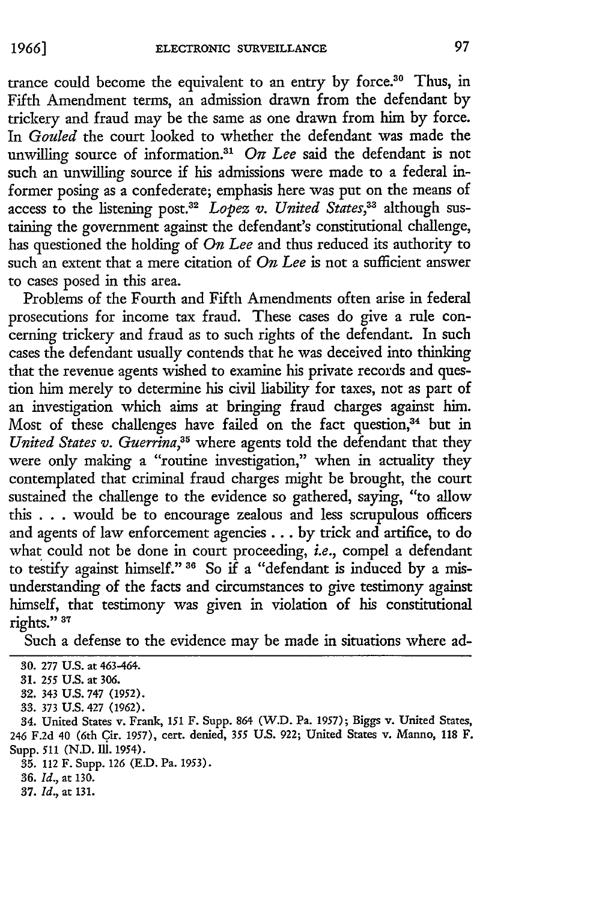trance could become the equivalent to an entry by force.[30] Thus, in Fifth Amendment terms, an admission drawn from the defendant by trickery and fraud may be the same as one drawn from him by force. In *Gouled* the court looked to whether the defendant was made the unwilling source of information.[31] *On Lee* said the defendant is not such an unwilling source if his admissions were made to a federal informer posing as a confederate; emphasis here was put on the means of access to the listening post.[32] *Lopez v. United States*,[33] although sustaining the government against the defendant's constitutional challenge, has questioned the holding of *On Lee* and thus reduced its authority to such an extent that a mere citation of *On Lee* is not a sufficient answer to cases posed in this area.

Problems of the Fourth and Fifth Amendments often arise in federal prosecutions for income tax fraud. These cases do give a rule concerning trickery and fraud as to such rights of the defendant. In such cases the defendant usually contends that he was deceived into thinking that the revenue agents wished to examine his private records and question him merely to determine his civil liability for taxes, not as part of an investigation which aims at bringing fraud charges against him. Most of these challenges have failed on the fact question,[34] but in *United States v. Guerrina*,[35] where agents told the defendant that they were only making a "routine investigation," when in actuality they contemplated that criminal fraud charges might be brought, the court sustained the challenge to the evidence so gathered, saying, "to allow this . . . would be to encourage zealous and less scrupulous officers and agents of law enforcement agencies . . . by trick and artifice, to do what could not be done in court proceeding, *i.e.*, compel a defendant to testify against himself." [36] So if a "defendant is induced by a misunderstanding of the facts and circumstances to give testimony against himself, that testimony was given in violation of his constitutional rights." [37]

Such a defense to the evidence may be made in situations where ad-

---

30. 277 U.S. at 463-464.

31. 255 U.S. at 306.

32. 343 U.S. 747 (1952).

33. 373 U.S. 427 (1962).

34. United States v. Frank, 151 F. Supp. 864 (W.D. Pa. 1957); Biggs v. United States, 246 F.2d 40 (6th Cir. 1957), cert. denied, 355 U.S. 922; United States v. Manno, 118 F. Supp. 511 (N.D. Ill. 1954).

35. 112 F. Supp. 126 (E.D. Pa. 1953).

36. *Id.*, at 130.

37. *Id.*, at 131.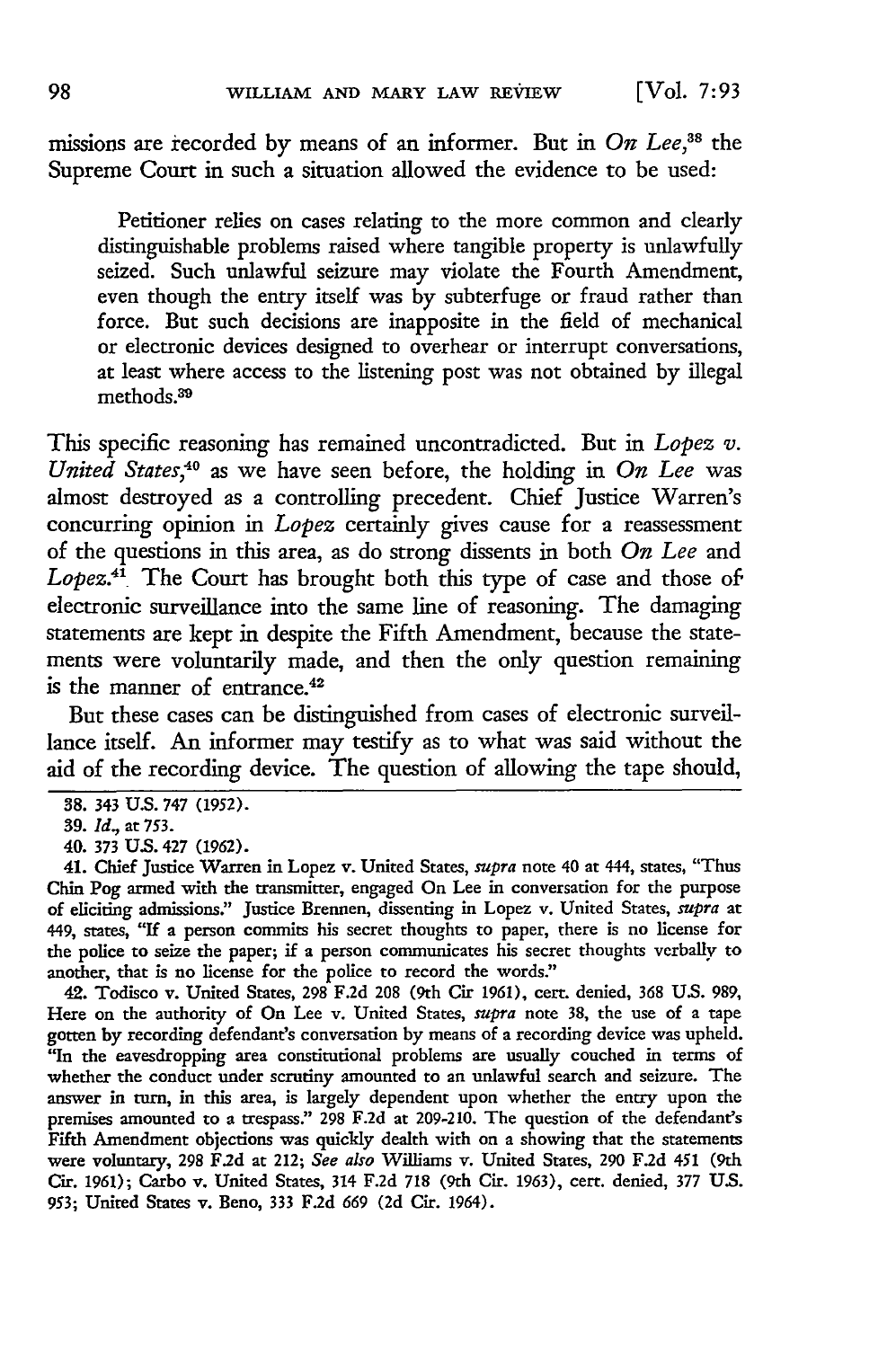missions are recorded by means of an informer. But in *On Lee*,[38] the Supreme Court in such a situation allowed the evidence to be used:

> Petitioner relies on cases relating to the more common and clearly distinguishable problems raised where tangible property is unlawfully seized. Such unlawful seizure may violate the Fourth Amendment, even though the entry itself was by subterfuge or fraud rather than force. But such decisions are inapposite in the field of mechanical or electronic devices designed to overhear or interrupt conversations, at least where access to the listening post was not obtained by illegal methods.[39]

This specific reasoning has remained uncontradicted. But in *Lopez v. United States*,[40] as we have seen before, the holding in *On Lee* was almost destroyed as a controlling precedent. Chief Justice Warren's concurring opinion in *Lopez* certainly gives cause for a reassessment of the questions in this area, as do strong dissents in both *On Lee* and *Lopez*.[41] The Court has brought both this type of case and those of electronic surveillance into the same line of reasoning. The damaging statements are kept in despite the Fifth Amendment, because the statements were voluntarily made, and then the only question remaining is the manner of entrance.[42]

But these cases can be distinguished from cases of electronic surveillance itself. An informer may testify as to what was said without the aid of the recording device. The question of allowing the tape should,

---

38. 343 U.S. 747 (1952).

39. *Id.*, at 753.

40. 373 U.S. 427 (1962).

41. Chief Justice Warren in Lopez v. United States, *supra* note 40 at 444, states, "Thus Chin Pog armed with the transmitter, engaged On Lee in conversation for the purpose of eliciting admissions." Justice Brennen, dissenting in Lopez v. United States, *supra* at 449, states, "If a person commits his secret thoughts to paper, there is no license for the police to seize the paper; if a person communicates his secret thoughts verbally to another, that is no license for the police to record the words."

42. Todisco v. United States, 298 F.2d 208 (9th Cir 1961), cert. denied, 368 U.S. 989, Here on the authority of On Lee v. United States, *supra* note 38, the use of a tape gotten by recording defendant's conversation by means of a recording device was upheld. "In the eavesdropping area constitutional problems are usually couched in terms of whether the conduct under scrutiny amounted to an unlawful search and seizure. The answer in turn, in this area, is largely dependent upon whether the entry upon the premises amounted to a trespass." 298 F.2d at 209-210. The question of the defendant's Fifth Amendment objections was quickly dealth with on a showing that the statements were voluntary, 298 F.2d at 212; *See also* Williams v. United States, 290 F.2d 451 (9th Cir. 1961); Carbo v. United States, 314 F.2d 718 (9th Cir. 1963), cert. denied, 377 U.S. 953; United States v. Beno, 333 F.2d 669 (2d Cir. 1964).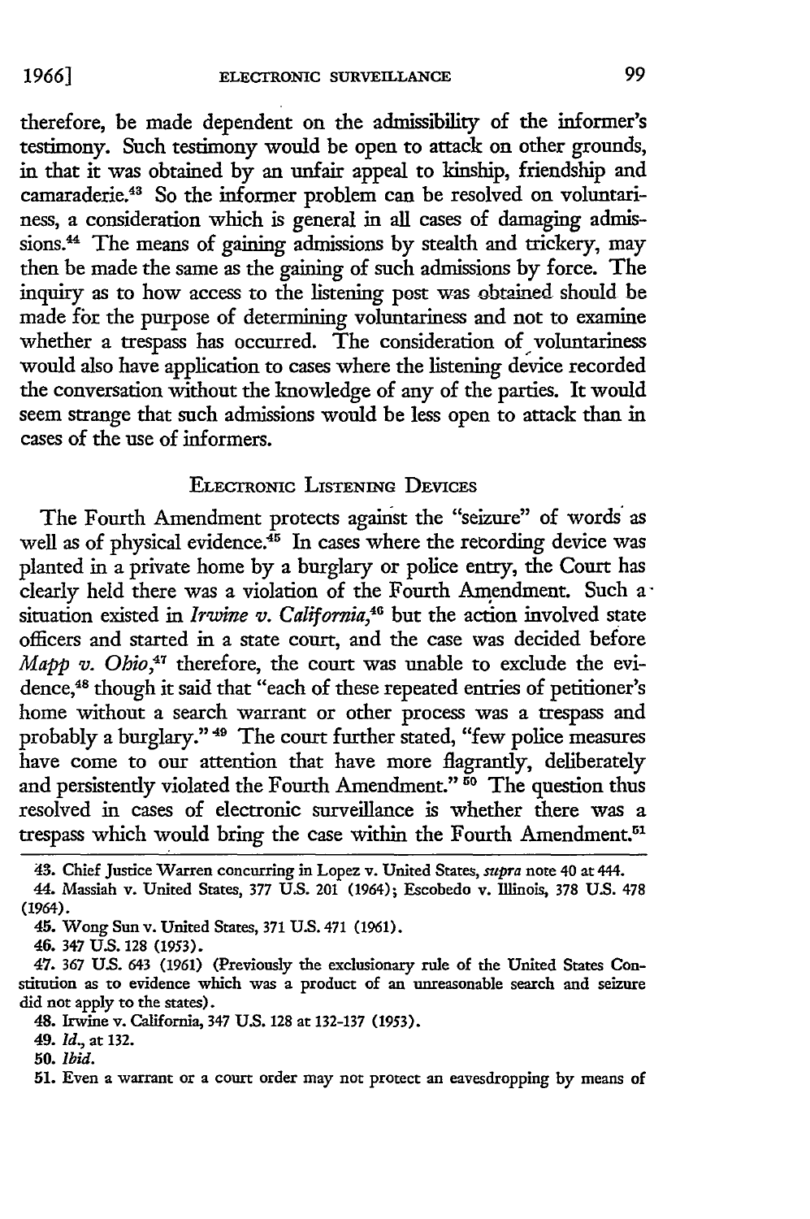therefore, be made dependent on the admissibility of the informer's testimony. Such testimony would be open to attack on other grounds, in that it was obtained by an unfair appeal to kinship, friendship and camaraderie.[43] So the informer problem can be resolved on voluntariness, a consideration which is general in all cases of damaging admissions.[44] The means of gaining admissions by stealth and trickery, may then be made the same as the gaining of such admissions by force. The inquiry as to how access to the listening post was obtained should be made for the purpose of determining voluntariness and not to examine whether a trespass has occurred. The consideration of voluntariness would also have application to cases where the listening device recorded the conversation without the knowledge of any of the parties. It would seem strange that such admissions would be less open to attack than in cases of the use of informers.

## ELECTRONIC LISTENING DEVICES

The Fourth Amendment protects against the "seizure" of words as well as of physical evidence.[45] In cases where the recording device was planted in a private home by a burglary or police entry, the Court has clearly held there was a violation of the Fourth Amendment. Such a situation existed in *Irwine v. California*,[46] but the action involved state officers and started in a state court, and the case was decided before *Mapp v. Ohio*,[47] therefore, the court was unable to exclude the evidence,[48] though it said that "each of these repeated entries of petitioner's home without a search warrant or other process was a trespass and probably a burglary."[49] The court further stated, "few police measures have come to our attention that have more flagrantly, deliberately and persistently violated the Fourth Amendment."[50] The question thus resolved in cases of electronic surveillance is whether there was a trespass which would bring the case within the Fourth Amendment.[51]

43. Chief Justice Warren concurring in Lopez v. United States, *supra* note 40 at 444.

44. Massiah v. United States, 377 U.S. 201 (1964); Escobedo v. Illinois, 378 U.S. 478 (1964).

45. Wong Sun v. United States, 371 U.S. 471 (1961).

46. 347 U.S. 128 (1953).

47. 367 U.S. 643 (1961) (Previously the exclusionary rule of the United States Constitution as to evidence which was a product of an unreasonable search and seizure did not apply to the states).

48. Irwine v. California, 347 U.S. 128 at 132-137 (1953).

49. *Id.*, at 132.

50. *Ibid.*

51. Even a warrant or a court order may not protect an eavesdropping by means of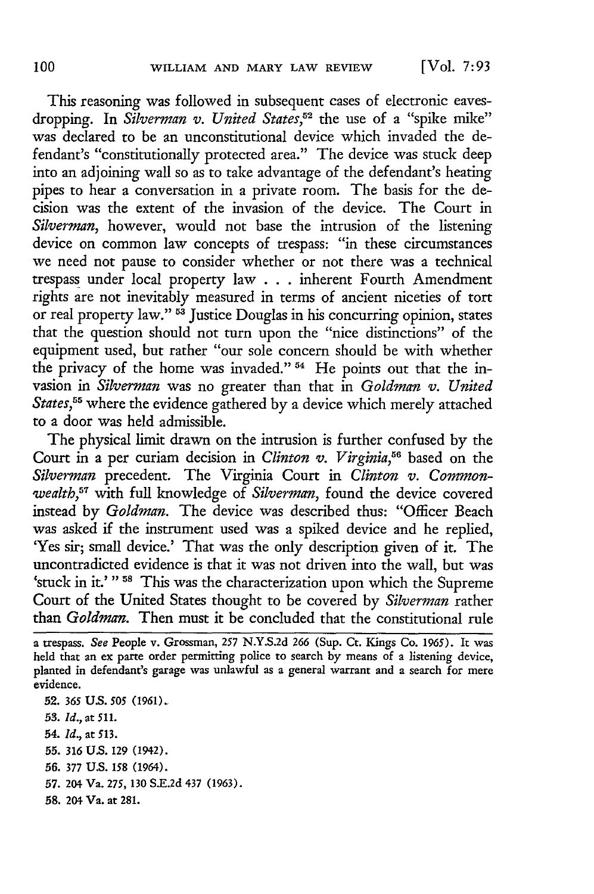This reasoning was followed in subsequent cases of electronic eavesdropping. In *Silverman v. United States*,[52] the use of a "spike mike" was declared to be an unconstitutional device which invaded the defendant's "constitutionally protected area." The device was stuck deep into an adjoining wall so as to take advantage of the defendant's heating pipes to hear a conversation in a private room. The basis for the decision was the extent of the invasion of the device. The Court in *Silverman*, however, would not base the intrusion of the listening device on common law concepts of trespass: "in these circumstances we need not pause to consider whether or not there was a technical trespass under local property law . . . inherent Fourth Amendment rights are not inevitably measured in terms of ancient niceties of tort or real property law." [53] Justice Douglas in his concurring opinion, states that the question should not turn upon the "nice distinctions" of the equipment used, but rather "our sole concern should be with whether the privacy of the home was invaded." [54] He points out that the invasion in *Silverman* was no greater than that in *Goldman v. United States*,[55] where the evidence gathered by a device which merely attached to a door was held admissible.

The physical limit drawn on the intrusion is further confused by the Court in a per curiam decision in *Clinton v. Virginia*,[56] based on the *Silverman* precedent. The Virginia Court in *Clinton v. Commonwealth*,[57] with full knowledge of *Silverman*, found the device covered instead by *Goldman*. The device was described thus: "Officer Beach was asked if the instrument used was a spiked device and he replied, 'Yes sir; small device.' That was the only description given of it. The uncontradicted evidence is that it was not driven into the wall, but was 'stuck in it.' " [58] This was the characterization upon which the Supreme Court of the United States thought to be covered by *Silverman* rather than *Goldman*. Then must it be concluded that the constitutional rule

---

a trespass. *See* People v. Grossman, 257 N.Y.S.2d 266 (Sup. Ct. Kings Co. 1965). It was held that an ex parte order permitting police to search by means of a listening device, planted in defendant's garage was unlawful as a general warrant and a search for mere evidence.

52. 365 U.S. 505 (1961).
53. *Id.*, at 511.
54. *Id.*, at 513.
55. 316 U.S. 129 (1942).
56. 377 U.S. 158 (1964).
57. 204 Va. 275, 130 S.E.2d 437 (1963).
58. 204 Va. at 281.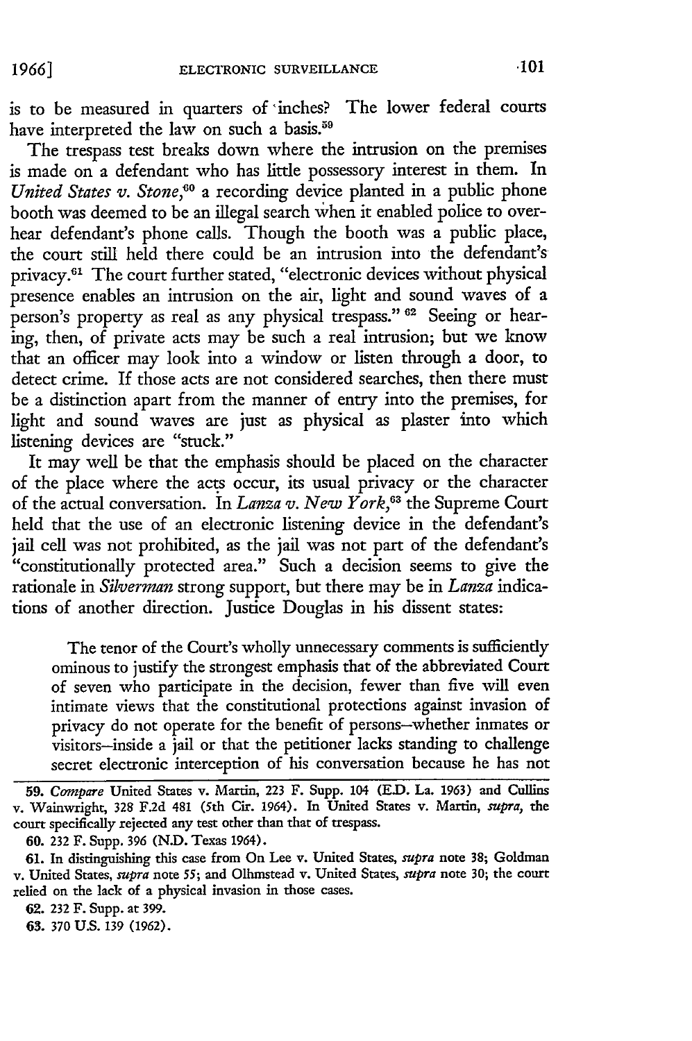is to be measured in quarters of inches? The lower federal courts have interpreted the law on such a basis.[59]

The trespass test breaks down where the intrusion on the premises is made on a defendant who has little possessory interest in them. In *United States v. Stone*,[60] a recording device planted in a public phone booth was deemed to be an illegal search when it enabled police to overhear defendant's phone calls. Though the booth was a public place, the court still held there could be an intrusion into the defendant's privacy.[61] The court further stated, "electronic devices without physical presence enables an intrusion on the air, light and sound waves of a person's property as real as any physical trespass." [62] Seeing or hearing, then, of private acts may be such a real intrusion; but we know that an officer may look into a window or listen through a door, to detect crime. If those acts are not considered searches, then there must be a distinction apart from the manner of entry into the premises, for light and sound waves are just as physical as plaster into which listening devices are "stuck."

It may well be that the emphasis should be placed on the character of the place where the acts occur, its usual privacy or the character of the actual conversation. In *Lanza v. New York*,[63] the Supreme Court held that the use of an electronic listening device in the defendant's jail cell was not prohibited, as the jail was not part of the defendant's "constitutionally protected area." Such a decision seems to give the rationale in *Silverman* strong support, but there may be in *Lanza* indications of another direction. Justice Douglas in his dissent states:

> The tenor of the Court's wholly unnecessary comments is sufficiently ominous to justify the strongest emphasis that of the abbreviated Court of seven who participate in the decision, fewer than five will even intimate views that the constitutional protections against invasion of privacy do not operate for the benefit of persons—whether inmates or visitors—inside a jail or that the petitioner lacks standing to challenge secret electronic interception of his conversation because he has not

---

59. *Compare* United States v. Martin, 223 F. Supp. 104 (E.D. La. 1963) and Cullins v. Wainwright, 328 F.2d 481 (5th Cir. 1964). In United States v. Martin, *supra*, the court specifically rejected any test other than that of trespass.

60. 232 F. Supp. 396 (N.D. Texas 1964).

61. In distinguishing this case from On Lee v. United States, *supra* note 38; Goldman v. United States, *supra* note 55; and Olhmstead v. United States, *supra* note 30; the court relied on the lack of a physical invasion in those cases.

62. 232 F. Supp. at 399.

63. 370 U.S. 139 (1962).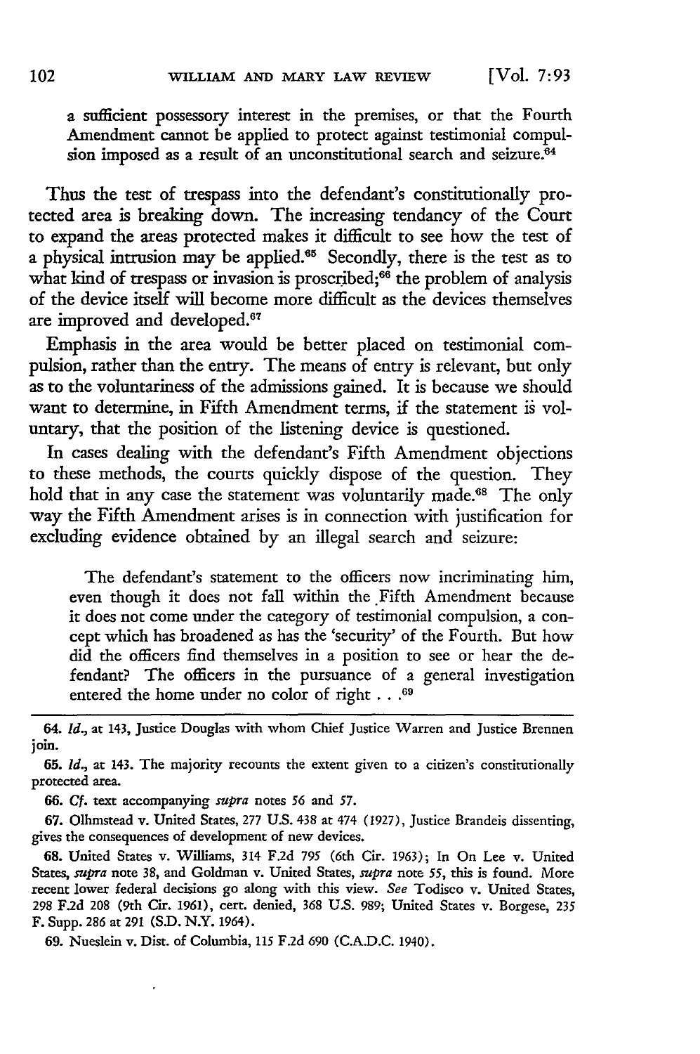a sufficient possessory interest in the premises, or that the Fourth Amendment cannot be applied to protect against testimonial compulsion imposed as a result of an unconstitutional search and seizure.[64]

Thus the test of trespass into the defendant's constitutionally protected area is breaking down. The increasing tendancy of the Court to expand the areas protected makes it difficult to see how the test of a physical intrusion may be applied.[65] Secondly, there is the test as to what kind of trespass or invasion is proscribed;[66] the problem of analysis of the device itself will become more difficult as the devices themselves are improved and developed.[67]

Emphasis in the area would be better placed on testimonial compulsion, rather than the entry. The means of entry is relevant, but only as to the voluntariness of the admissions gained. It is because we should want to determine, in Fifth Amendment terms, if the statement is voluntary, that the position of the listening device is questioned.

In cases dealing with the defendant's Fifth Amendment objections to these methods, the courts quickly dispose of the question. They hold that in any case the statement was voluntarily made.[68] The only way the Fifth Amendment arises is in connection with justification for excluding evidence obtained by an illegal search and seizure:

> The defendant's statement to the officers now incriminating him, even though it does not fall within the Fifth Amendment because it does not come under the category of testimonial compulsion, a concept which has broadened as has the 'security' of the Fourth. But how did the officers find themselves in a position to see or hear the defendant? The officers in the pursuance of a general investigation entered the home under no color of right . . .[69]

---

64. *Id.*, at 143, Justice Douglas with whom Chief Justice Warren and Justice Brennen join.

65. *Id.*, at 143. The majority recounts the extent given to a citizen's constitutionally protected area.

66. *Cf.* text accompanying *supra* notes 56 and 57.

67. Olhmstead v. United States, 277 U.S. 438 at 474 (1927), Justice Brandeis dissenting, gives the consequences of development of new devices.

68. United States v. Williams, 314 F.2d 795 (6th Cir. 1963); In On Lee v. United States, *supra* note 38, and Goldman v. United States, *supra* note 55, this is found. More recent lower federal decisions go along with this view. *See* Todisco v. United States, 298 F.2d 208 (9th Cir. 1961), cert. denied, 368 U.S. 989; United States v. Borgese, 235 F. Supp. 286 at 291 (S.D. N.Y. 1964).

69. Nueslein v. Dist. of Columbia, 115 F.2d 690 (C.A.D.C. 1940).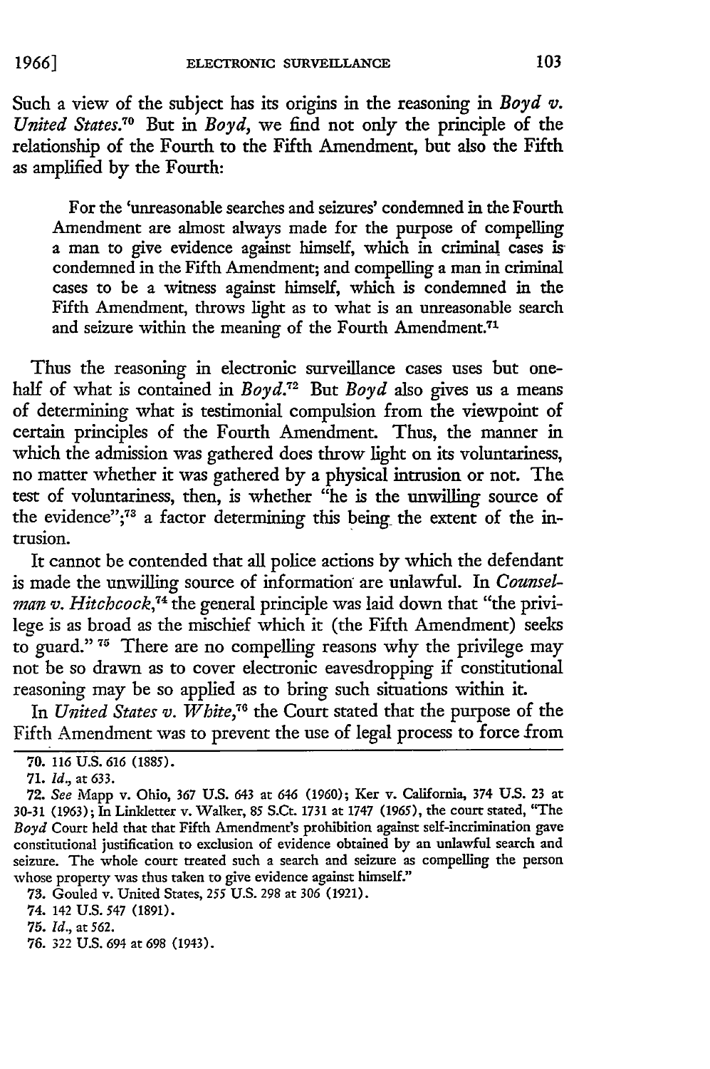Such a view of the subject has its origins in the reasoning in *Boyd v. United States*.[70] But in *Boyd*, we find not only the principle of the relationship of the Fourth to the Fifth Amendment, but also the Fifth as amplified by the Fourth:

> For the 'unreasonable searches and seizures' condemned in the Fourth Amendment are almost always made for the purpose of compelling a man to give evidence against himself, which in criminal cases is condemned in the Fifth Amendment; and compelling a man in criminal cases to be a witness against himself, which is condemned in the Fifth Amendment, throws light as to what is an unreasonable search and seizure within the meaning of the Fourth Amendment.[71]

Thus the reasoning in electronic surveillance cases uses but one-half of what is contained in *Boyd*.[72] But *Boyd* also gives us a means of determining what is testimonial compulsion from the viewpoint of certain principles of the Fourth Amendment. Thus, the manner in which the admission was gathered does throw light on its voluntariness, no matter whether it was gathered by a physical intrusion or not. The test of voluntariness, then, is whether "he is the unwilling source of the evidence";[73] a factor determining this being the extent of the intrusion.

It cannot be contended that all police actions by which the defendant is made the unwilling source of information are unlawful. In *Counselman v. Hitchcock*,[74] the general principle was laid down that "the privilege is as broad as the mischief which it (the Fifth Amendment) seeks to guard."[75] There are no compelling reasons why the privilege may not be so drawn as to cover electronic eavesdropping if constitutional reasoning may be so applied as to bring such situations within it.

In *United States v. White*,[76] the Court stated that the purpose of the Fifth Amendment was to prevent the use of legal process to force from

---

70. 116 U.S. 616 (1885).

71. *Id.*, at 633.

72. *See* Mapp v. Ohio, 367 U.S. 643 at 646 (1960); Ker v. California, 374 U.S. 23 at 30-31 (1963); In Linkletter v. Walker, 85 S.Ct. 1731 at 1747 (1965), the court stated, "The *Boyd* Court held that that Fifth Amendment's prohibition against self-incrimination gave constitutional justification to exclusion of evidence obtained by an unlawful search and seizure. The whole court treated such a search and seizure as compelling the person whose property was thus taken to give evidence against himself."

73. Gouled v. United States, 255 U.S. 298 at 306 (1921).

74. 142 U.S. 547 (1891).

75. *Id.*, at 562.

76. 322 U.S. 694 at 698 (1943).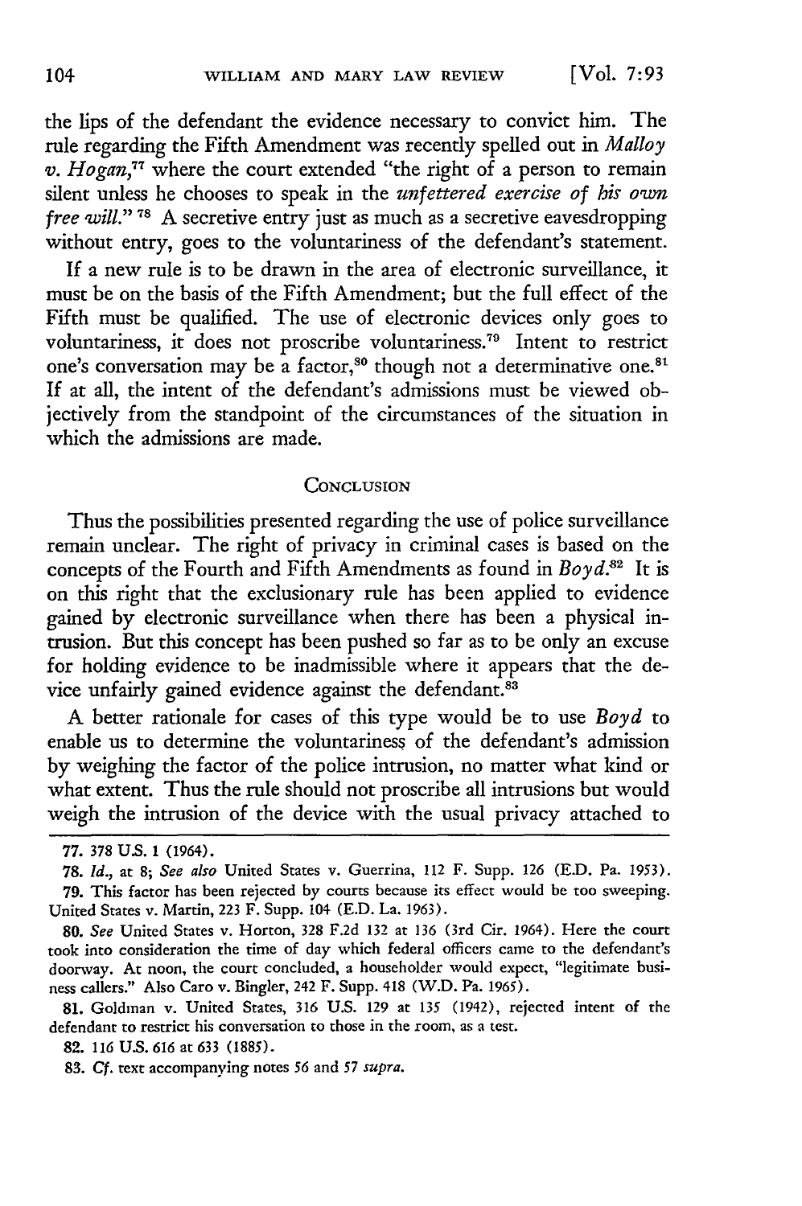the lips of the defendant the evidence necessary to convict him. The rule regarding the Fifth Amendment was recently spelled out in *Malloy v. Hogan*,[77] where the court extended "the right of a person to remain silent unless he chooses to speak in the *unfettered exercise of his own free will*." [78] A secretive entry just as much as a secretive eavesdropping without entry, goes to the voluntariness of the defendant's statement.

If a new rule is to be drawn in the area of electronic surveillance, it must be on the basis of the Fifth Amendment; but the full effect of the Fifth must be qualified. The use of electronic devices only goes to voluntariness, it does not proscribe voluntariness.[79] Intent to restrict one's conversation may be a factor,[80] though not a determinative one.[81] If at all, the intent of the defendant's admissions must be viewed objectively from the standpoint of the circumstances of the situation in which the admissions are made.

## CONCLUSION

Thus the possibilities presented regarding the use of police surveillance remain unclear. The right of privacy in criminal cases is based on the concepts of the Fourth and Fifth Amendments as found in *Boyd*.[82] It is on this right that the exclusionary rule has been applied to evidence gained by electronic surveillance when there has been a physical intrusion. But this concept has been pushed so far as to be only an excuse for holding evidence to be inadmissible where it appears that the device unfairly gained evidence against the defendant.[83]

A better rationale for cases of this type would be to use *Boyd* to enable us to determine the voluntariness of the defendant's admission by weighing the factor of the police intrusion, no matter what kind or what extent. Thus the rule should not proscribe all intrusions but would weigh the intrusion of the device with the usual privacy attached to

---

77. 378 U.S. 1 (1964).

78. *Id.*, at 8; *See also* United States v. Guerrina, 112 F. Supp. 126 (E.D. Pa. 1953).

79. This factor has been rejected by courts because its effect would be too sweeping. United States v. Martin, 223 F. Supp. 104 (E.D. La. 1963).

80. *See* United States v. Horton, 328 F.2d 132 at 136 (3rd Cir. 1964). Here the court took into consideration the time of day which federal officers came to the defendant's doorway. At noon, the court concluded, a householder would expect, "legitimate business callers." Also Caro v. Bingler, 242 F. Supp. 418 (W.D. Pa. 1965).

81. Goldman v. United States, 316 U.S. 129 at 135 (1942), rejected intent of the defendant to restrict his conversation to those in the room, as a test.

82. 116 U.S. 616 at 633 (1885).

83. *Cf.* text accompanying notes 56 and 57 *supra.*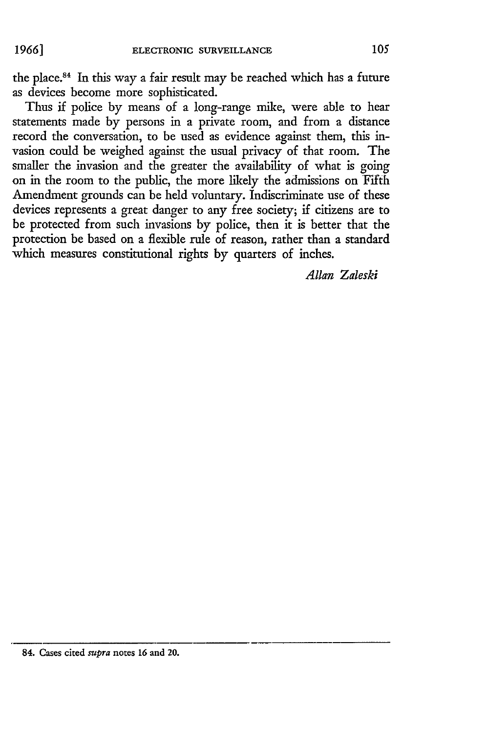the place.[84] In this way a fair result may be reached which has a future as devices become more sophisticated.

Thus if police by means of a long-range mike, were able to hear statements made by persons in a private room, and from a distance record the conversation, to be used as evidence against them, this invasion could be weighed against the usual privacy of that room. The smaller the invasion and the greater the availability of what is going on in the room to the public, the more likely the admissions on Fifth Amendment grounds can be held voluntary. Indiscriminate use of these devices represents a great danger to any free society; if citizens are to be protected from such invasions by police, then it is better that the protection be based on a flexible rule of reason, rather than a standard which measures constitutional rights by quarters of inches.

*Allan Zaleski*

---

84. Cases cited *supra* notes 16 and 20.